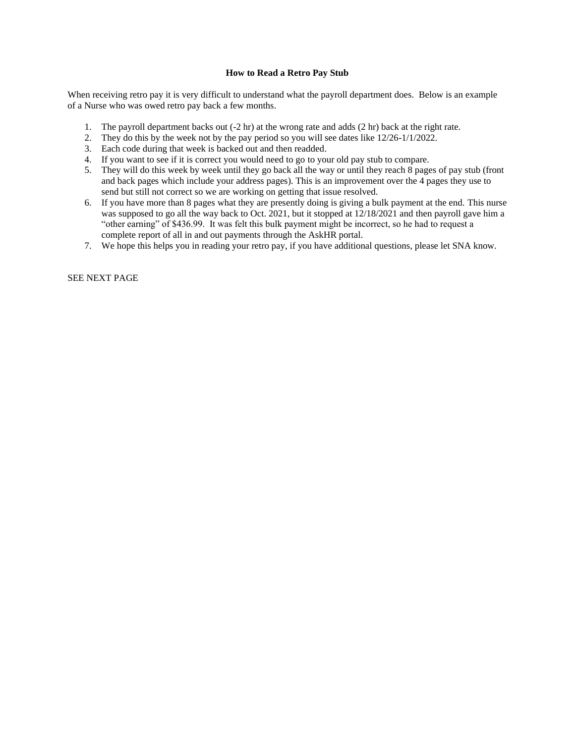# How to Read a Retro Pay Stub

When receiving retro pay it is very difficult to understand what the payroll department does. Below is an example of a Nurse who was owed retro pay back a few months.

1. The payroll department backs out (-2 hr) at the wrong rate and adds (2 hr) back at the right rate.
2. They do this by the week not by the pay period so you will see dates like 12/26-1/1/2022.
3. Each code during that week is backed out and then readded.
4. If you want to see if it is correct you would need to go to your old pay stub to compare.
5. They will do this week by week until they go back all the way or until they reach 8 pages of pay stub (front and back pages which include your address pages). This is an improvement over the 4 pages they use to send but still not correct so we are working on getting that issue resolved.
6. If you have more than 8 pages what they are presently doing is giving a bulk payment at the end. This nurse was supposed to go all the way back to Oct. 2021, but it stopped at 12/18/2021 and then payroll gave him a "other earning" of $436.99. It was felt this bulk payment might be incorrect, so he had to request a complete report of all in and out payments through the AskHR portal.
7. We hope this helps you in reading your retro pay, if you have additional questions, please let SNA know.

SEE NEXT PAGE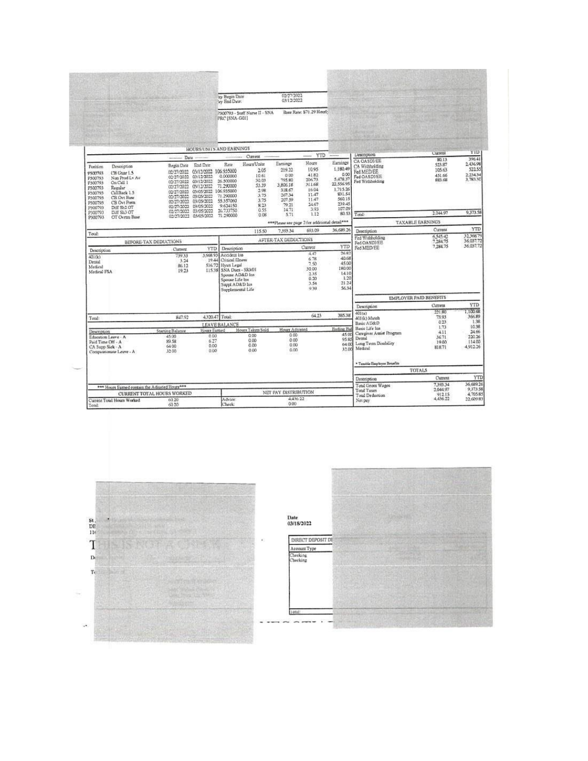Pay Begin Date: 02/27/2022
Pay End Date: 03/12/2022

P300793 - Staff Nurse II - SNA PRC [SNA-G01]

Base Rate: $71.29 Hourly

## HOURS/UNITS AND EARNINGS

| Position | Description | Begin Date | End Date | Rate | Current Hours/Units | Current Earnings | YTD Hours | YTD Earnings |
|---|---|---|---|---|---|---|---|---|
| P300793 | CB Guar 1.5 | 02/27/2022 | 03/12/2022 | 106.935000 | 2.05 | 219.22 | 10.95 | 1,180.49 |
| P300793 | Non Prod Lv Ac | 02/27/2022 | 03/12/2022 | 0.000000 | 10.61 | 0.00 | 41.82 | 0.00 |
| P300793 | On Call 1 | 02/27/2022 | 03/12/2022 | 26.500000 | 30.03 | 795.80 | 206.73 | 5,478.37 |
| P300793 | Regular | 02/27/2022 | 03/12/2022 | 71.290000 | 53.39 | 3,806.18 | 311.68 | 22,556.95 |
| P300793 | CallBack 1.5 | 02/27/2022 | 03/05/2022 | 106.935000 | 2.98 | 318.67 | 16.04 | 1,715.26 |
| P300793 | CB Ovt Base | 02/27/2022 | 03/05/2022 | 71.290000 | 3.75 | 267.34 | 11.47 | 831.54 |
| P300793 | CB Ovt Prem | 02/27/2022 | 03/05/2022 | 55.357060 | 3.75 | 207.59 | 11.47 | 560.15 |
| P300793 | Diff Sh2 OT | 02/27/2022 | 03/05/2022 | 9.634150 | 8.23 | 79.21 | 24.67 | 239.45 |
| P300793 | Diff Sh3 OT | 02/27/2022 | 03/05/2022 | 26.733750 | 0.55 | 14.71 | 3.93 | 107.09 |
| P300793 | OT Ovrtm Base | 02/27/2022 | 03/05/2022 | 71.290000 | 0.08 | 5.71 | 1.12 | 80.53 |
| Total: | | | | | 115.50 | 7,393.34 | 693.09 | 36,689.26 |

***Please see page 2 for additional detail***

| Description | Current | YTD |
|---|---|---|
| CA OASDI/EE | 80.13 | 396.41 |
| CA Withholding | 523.87 | 2,436.98 |
| Fed MED/EE | 105.63 | 522.55 |
| Fed OASDI/EE | 451.66 | 2,234.34 |
| Fed Withholding | 883.68 | 3,783.30 |
| Total: | 2,044.97 | 9,373.58 |

## TAXABLE EARNINGS

| Description | Current | YTD |
|---|---|---|
| Fed Withholding | 6,545.42 | 32,368.79 |
| Fed OASDI/EE | 7,284.75 | 36,037.72 |
| Fed MED/EE | 7,284.75 | 36,037.72 |

## BEFORE-TAX DEDUCTIONS

| Description | Current | YTD |
|---|---|---|
| 401(k) | 739.33 | 3,668.93 |
| Dental | 3.24 | 19.44 |
| Medical | 86.12 | 516.72 |
| Medical FSA | 19.23 | 115.38 |
| Total: | 847.92 | 4,320.47 |

## AFTER-TAX DEDUCTIONS

| Description | Current | YTD |
|---|---|---|
| Accident Ins | 4.47 | 26.82 |
| Critical Illness | 6.78 | 40.68 |
| Hyatt Legal | 7.50 | 45.00 |
| SNA Dues - SRMH | 30.00 | 180.00 |
| Spouse AD&D Ins | 2.35 | 14.10 |
| Spouse Life Ins | 0.20 | 1.20 |
| Suppl AD&D Ins | 3.54 | 21.24 |
| Supplemental Life | 9.39 | 56.34 |
| Total: | 64.23 | 385.38 |

## EMPLOYER PAID BENEFITS

| Description | Current | YTD |
|---|---|---|
| 401(a) | 221.80 | 1,100.68 |
| 401(k) Match | 73.93 | 366.89 |
| Basic AD&D | 0.23 | 1.38 |
| Basic Life Ins | 1.73 | 10.38 |
| Caregiver Assist Program | 4.11 | 24.66 |
| Dental | 36.71 | 220.26 |
| Long Term Disability | 19.00 | 114.00 |
| Medical | 818.71 | 4,912.26 |

\* Taxable Employer Benefits

## LEAVE BALANCE

| Description | Starting Balance | Hours Earned | Hours Taken/Sold | Hours Adjusted | Ending Bal |
|---|---|---|---|---|---|
| Education Leave - A | 45.00 | 0.00 | 0.00 | 0.00 | 45.00 |
| Paid Time Off - A | 89.58 | 6.27 | 0.00 | 0.00 | 95.85 |
| CA Supp Sick - A | 64.00 | 0.00 | 0.00 | 0.00 | 64.00 |
| Compassionate Leave - A | 32.00 | 0.00 | 0.00 | 0.00 | 32.00 |

*** Hours Earned contain the Adjusted Hours***

## TOTALS

| Description | Current | YTD |
|---|---|---|
| Total Gross Wages | 7,393.34 | 36,689.26 |
| Total Taxes | 2,044.97 | 9,373.58 |
| Total Deduction | 912.15 | 4,705.85 |
| Net pay | 4,436.22 | 22,609.83 |

## CURRENT TOTAL HOURS WORKED

| | |
|---|---|
| Current Total Hours Worked | 60.20 |
| Total: | 60.20 |

## NET PAY DISTRIBUTION

| | |
|---|---|
| Advice: | 4,436.22 |
| Check: | 0.00 |

THIS IS NOT A CHECK

Date
03/18/2022

DIRECT DEPOSIT DI

| Account Type |
|---|
| Checking |
| Checking |
| Total: |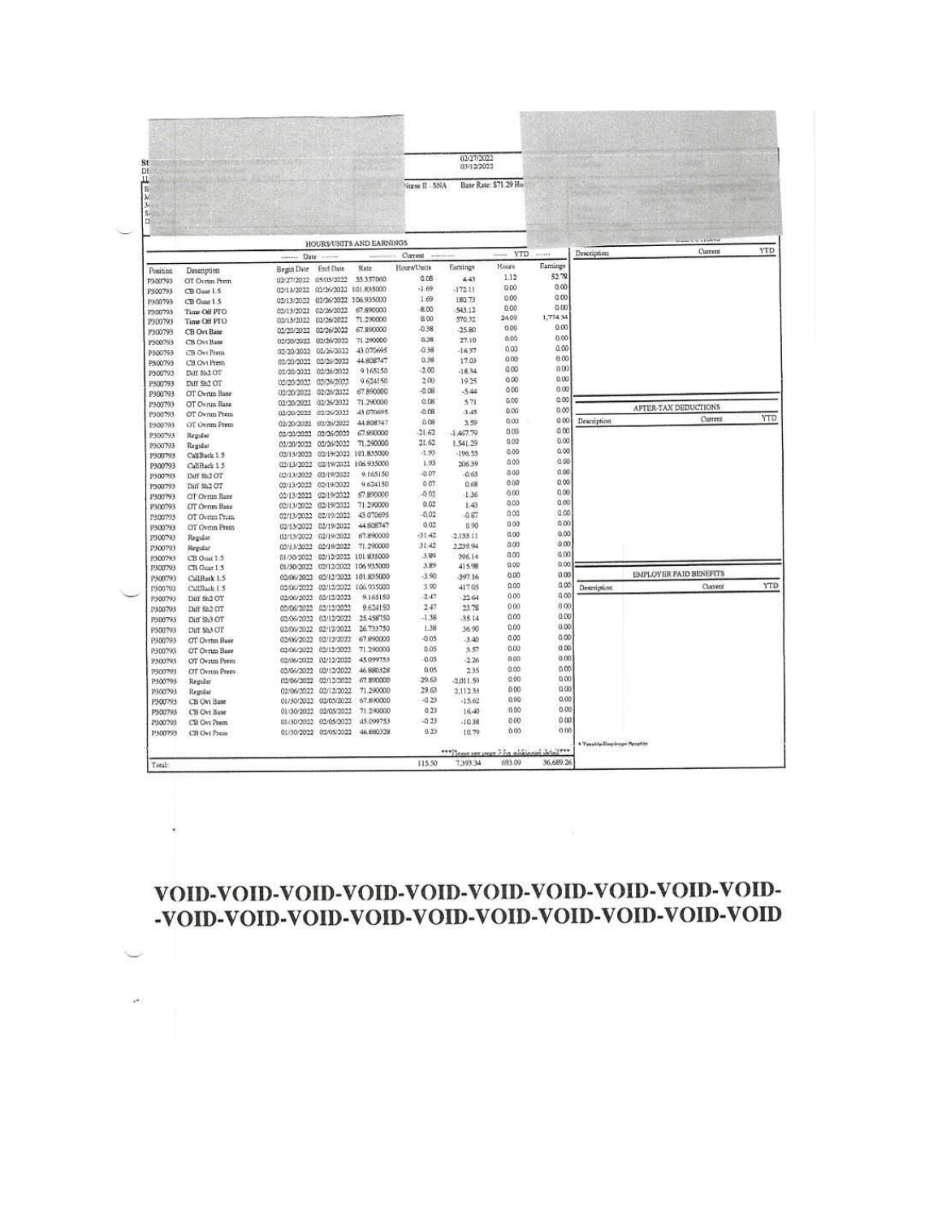02/27/2022
03/12/2022

Nurse II - SNA    Base Rate: $71.29 Ho

## HOURS/UNITS AND EARNINGS

| Position | Description | Begin Date | End Date | Rate | Current Hours/Units | Current Earnings | YTD Hours | YTD Earnings |
|---|---|---|---|---|---|---|---|---|
| P300793 | OT Ovrtm Prem | 02/27/2022 | 03/05/2022 | 55.357060 | 0.08 | 4.43 | 1.12 | 52.78 |
| P300793 | CB Guar 1.5 | 02/13/2022 | 02/26/2022 | 101.835000 | -1.69 | -172.11 | 0.00 | 0.00 |
| P300793 | CB Guar 1.5 | 02/13/2022 | 02/26/2022 | 106.935000 | 1.69 | 180.73 | 0.00 | 0.00 |
| P300793 | Time Off PTO | 02/13/2022 | 02/26/2022 | 67.890000 | -8.00 | -543.12 | 0.00 | 0.00 |
| P300793 | Time Off PTO | 02/13/2022 | 02/26/2022 | 71.290000 | 8.00 | 570.32 | 24.00 | 1,714.34 |
| P300793 | CB Ovt Base | 02/20/2022 | 02/26/2022 | 67.890000 | -0.38 | -25.80 | 0.00 | 0.00 |
| P300793 | CB Ovt Base | 02/20/2022 | 02/26/2022 | 71.290000 | 0.38 | 27.10 | 0.00 | 0.00 |
| P300793 | CB Ovt Prem | 02/20/2022 | 02/26/2022 | 43.070695 | -0.38 | -16.37 | 0.00 | 0.00 |
| P300793 | CB Ovt Prem | 02/20/2022 | 02/26/2022 | 44.808747 | 0.38 | 17.03 | 0.00 | 0.00 |
| P300793 | Diff Sh2 OT | 02/20/2022 | 02/26/2022 | 9.165150 | -2.00 | -18.34 | 0.00 | 0.00 |
| P300793 | Diff Sh2 OT | 02/20/2022 | 02/26/2022 | 9.624150 | 2.00 | 19.25 | 0.00 | 0.00 |
| P300793 | OT Ovrtm Base | 02/20/2022 | 02/26/2022 | 67.890000 | -0.08 | -5.44 | 0.00 | 0.00 |
| P300793 | OT Ovrtm Base | 02/20/2022 | 02/26/2022 | 71.290000 | 0.08 | 5.71 | 0.00 | 0.00 |
| P300793 | OT Ovrtm Prem | 02/20/2022 | 02/26/2022 | 43.070695 | -0.08 | -3.45 | 0.00 | 0.00 |
| P300793 | OT Ovrtm Prem | 02/20/2022 | 02/26/2022 | 44.808747 | 0.08 | 3.59 | 0.00 | 0.00 |
| P300793 | Regular | 02/20/2022 | 02/26/2022 | 67.890000 | -21.62 | -1,467.79 | 0.00 | 0.00 |
| P300793 | Regular | 02/20/2022 | 02/26/2022 | 71.290000 | 21.62 | 1,541.29 | 0.00 | 0.00 |
| P300793 | CallBack 1.5 | 02/13/2022 | 02/19/2022 | 101.835000 | -1.93 | -196.55 | 0.00 | 0.00 |
| P300793 | CallBack 1.5 | 02/13/2022 | 02/19/2022 | 106.935000 | 1.93 | 206.39 | 0.00 | 0.00 |
| P300793 | Diff Sh2 OT | 02/13/2022 | 02/19/2022 | 9.165150 | -0.07 | -0.65 | 0.00 | 0.00 |
| P300793 | Diff Sh2 OT | 02/13/2022 | 02/19/2022 | 9.624150 | 0.07 | 0.68 | 0.00 | 0.00 |
| P300793 | OT Ovrtm Base | 02/13/2022 | 02/19/2022 | 67.890000 | -0.02 | -1.36 | 0.00 | 0.00 |
| P300793 | OT Ovrtm Base | 02/13/2022 | 02/19/2022 | 71.290000 | 0.02 | 1.43 | 0.00 | 0.00 |
| P300793 | OT Ovrtm Prem | 02/13/2022 | 02/19/2022 | 43.070695 | -0.02 | -0.87 | 0.00 | 0.00 |
| P300793 | OT Ovrtm Prem | 02/13/2022 | 02/19/2022 | 44.808747 | 0.02 | 0.90 | 0.00 | 0.00 |
| P300793 | Regular | 02/13/2022 | 02/19/2022 | 67.890000 | -31.42 | -2,133.11 | 0.00 | 0.00 |
| P300793 | Regular | 02/13/2022 | 02/19/2022 | 71.290000 | 31.42 | 2,239.94 | 0.00 | 0.00 |
| P300793 | CB Guar 1.5 | 01/30/2022 | 02/12/2022 | 101.835000 | -3.89 | -396.14 | 0.00 | 0.00 |
| P300793 | CB Guar 1.5 | 01/30/2022 | 02/12/2022 | 106.935000 | 3.89 | 415.98 | 0.00 | 0.00 |
| P300793 | CallBack 1.5 | 02/06/2022 | 02/12/2022 | 101.835000 | -3.90 | -397.16 | 0.00 | 0.00 |
| P300793 | CallBack 1.5 | 02/06/2022 | 02/12/2022 | 106.935000 | 3.90 | 417.05 | 0.00 | 0.00 |
| P300793 | Diff Sh2 OT | 02/06/2022 | 02/12/2022 | 9.165150 | -2.47 | -22.64 | 0.00 | 0.00 |
| P300793 | Diff Sh2 OT | 02/06/2022 | 02/12/2022 | 9.624150 | 2.47 | 23.78 | 0.00 | 0.00 |
| P300793 | Diff Sh3 OT | 02/06/2022 | 02/12/2022 | 25.458750 | -1.38 | -35.14 | 0.00 | 0.00 |
| P300793 | Diff Sh3 OT | 02/06/2022 | 02/12/2022 | 26.733750 | 1.38 | 36.90 | 0.00 | 0.00 |
| P300793 | OT Ovrtm Base | 02/06/2022 | 02/12/2022 | 67.890000 | -0.05 | -3.40 | 0.00 | 0.00 |
| P300793 | OT Ovrtm Base | 02/06/2022 | 02/12/2022 | 71.290000 | 0.05 | 3.57 | 0.00 | 0.00 |
| P300793 | OT Ovrtm Prem | 02/06/2022 | 02/12/2022 | 45.099753 | -0.05 | -2.26 | 0.00 | 0.00 |
| P300793 | OT Ovrtm Prem | 02/06/2022 | 02/12/2022 | 46.880328 | 0.05 | 2.35 | 0.00 | 0.00 |
| P300793 | Regular | 02/06/2022 | 02/12/2022 | 67.890000 | -29.63 | -2,011.59 | 0.00 | 0.00 |
| P300793 | Regular | 02/06/2022 | 02/12/2022 | 71.290000 | 29.63 | 2,112.33 | 0.00 | 0.00 |
| P300793 | CB Ovt Base | 01/30/2022 | 02/05/2022 | 67.890000 | -0.23 | -15.62 | 0.00 | 0.00 |
| P300793 | CB Ovt Base | 01/30/2022 | 02/05/2022 | 71.290000 | 0.23 | 16.40 | 0.00 | 0.00 |
| P300793 | CB Ovt Prem | 01/30/2022 | 02/05/2022 | 45.099753 | -0.23 | -10.38 | 0.00 | 0.00 |
| P300793 | CB Ovt Prem | 01/30/2022 | 02/05/2022 | 46.880328 | 0.23 | 10.79 | 0.00 | 0.00 |
| Total: | | | | | 115.50 | 7,393.34 | 693.09 | 36,689.26 |

***Please see page 3 for additional detail***

| Description | Current | YTD |
|---|---|---|

## AFTER-TAX DEDUCTIONS

| Description | Current | YTD |
|---|---|---|

## EMPLOYER PAID BENEFITS

| Description | Current | YTD |
|---|---|---|

* Taxable Employer Benefits

**VOID-VOID-VOID-VOID-VOID-VOID-VOID-VOID-VOID-VOID-**
**-VOID-VOID-VOID-VOID-VOID-VOID-VOID-VOID-VOID-VOID**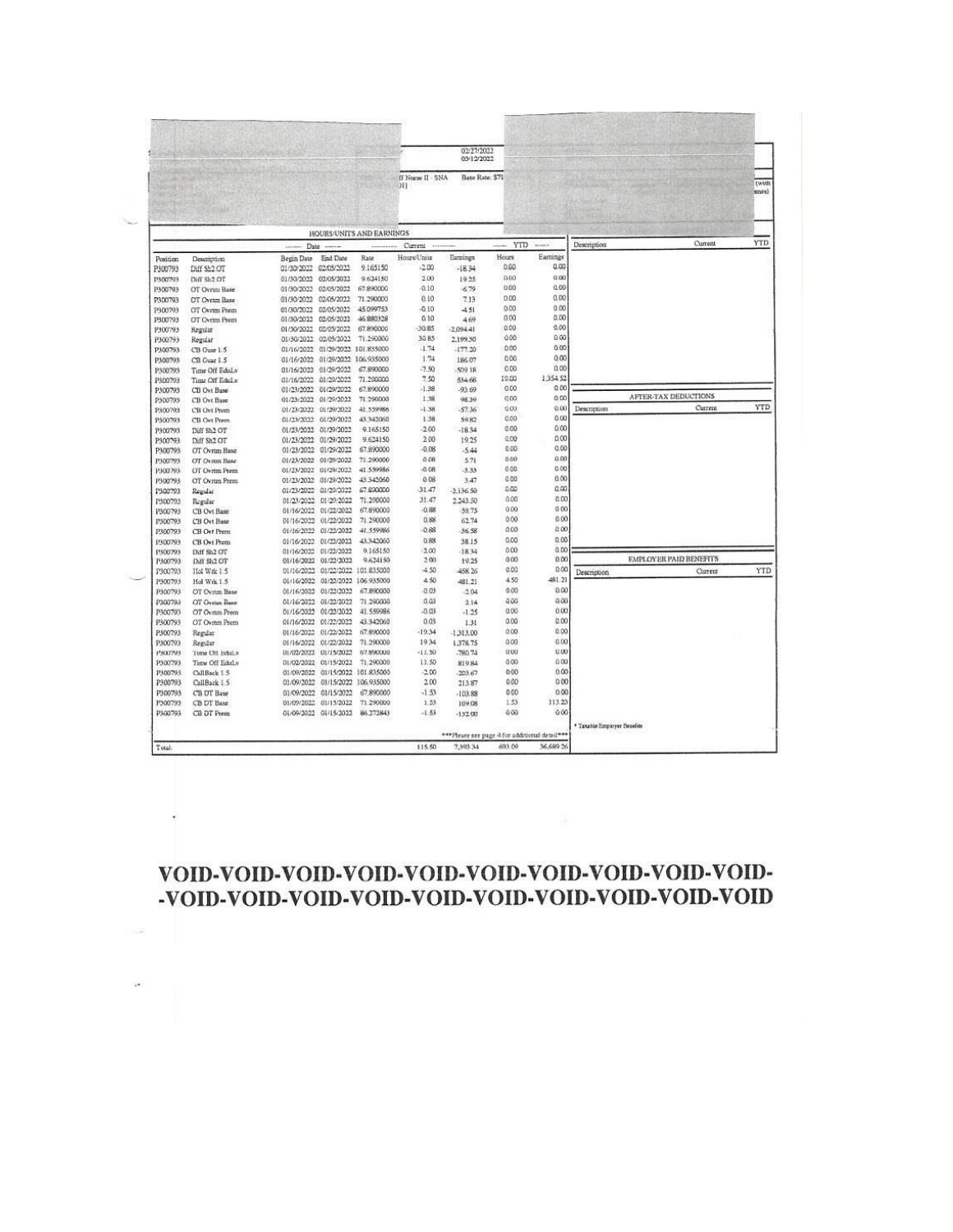02/27/2022
03/12/2022

II Nurse II - SNA
01)

Base Rate: $71

(with
ines)

## HOURS/UNITS AND EARNINGS

| Position | Description | Begin Date | End Date | Rate | Current Hours/Units | Current Earnings | YTD Hours | YTD Earnings |
|---|---|---|---|---|---|---|---|---|
| P300793 | Diff Sh2 OT | 01/30/2022 | 02/05/2022 | 9.165150 | -2.00 | -18.34 | 0.00 | 0.00 |
| P300793 | Diff Sh2 OT | 01/30/2022 | 02/05/2022 | 9.624150 | 2.00 | 19.25 | 0.00 | 0.00 |
| P300793 | OT Ovrtm Base | 01/30/2022 | 02/05/2022 | 67.890000 | -0.10 | -6.79 | 0.00 | 0.00 |
| P300793 | OT Ovrtm Base | 01/30/2022 | 02/05/2022 | 71.290000 | 0.10 | 7.13 | 0.00 | 0.00 |
| P300793 | OT Ovrtm Prem | 01/30/2022 | 02/05/2022 | 45.099753 | -0.10 | -4.51 | 0.00 | 0.00 |
| P300793 | OT Ovrtm Prem | 01/30/2022 | 02/05/2022 | 46.880328 | 0.10 | 4.69 | 0.00 | 0.00 |
| P300793 | Regular | 01/30/2022 | 02/05/2022 | 67.890000 | -30.85 | -2,094.41 | 0.00 | 0.00 |
| P300793 | Regular | 01/30/2022 | 02/05/2022 | 71.290000 | 30.85 | 2,199.30 | 0.00 | 0.00 |
| P300793 | CB Guar 1.5 | 01/16/2022 | 01/29/2022 | 101.835000 | -1.74 | -177.20 | 0.00 | 0.00 |
| P300793 | CB Guar 1.5 | 01/16/2022 | 01/29/2022 | 106.935000 | 1.74 | 186.07 | 0.00 | 0.00 |
| P300793 | Time Off EduLv | 01/16/2022 | 01/29/2022 | 67.890000 | -7.50 | -509.18 | 0.00 | 0.00 |
| P300793 | Time Off EduLv | 01/16/2022 | 01/29/2022 | 71.290000 | 7.50 | 534.68 | 19.00 | 1,354.52 |
| P300793 | CB Ovt Base | 01/23/2022 | 01/29/2022 | 67.890000 | -1.38 | -93.69 | 0.00 | 0.00 |
| P300793 | CB Ovt Base | 01/23/2022 | 01/29/2022 | 71.290000 | 1.38 | 98.39 | 0.00 | 0.00 |
| P300793 | CB Ovt Prem | 01/23/2022 | 01/29/2022 | 41.559986 | -1.38 | -57.36 | 0.00 | 0.00 |
| P300793 | CB Ovt Prem | 01/23/2022 | 01/29/2022 | 43.342060 | 1.38 | 59.82 | 0.00 | 0.00 |
| P300793 | Diff Sh2 OT | 01/23/2022 | 01/29/2022 | 9.165150 | -2.00 | -18.34 | 0.00 | 0.00 |
| P300793 | Diff Sh2 OT | 01/23/2022 | 01/29/2022 | 9.624150 | 2.00 | 19.25 | 0.00 | 0.00 |
| P300793 | OT Ovrtm Base | 01/23/2022 | 01/29/2022 | 67.890000 | -0.08 | -5.44 | 0.00 | 0.00 |
| P300793 | OT Ovrtm Base | 01/23/2022 | 01/29/2022 | 71.290000 | 0.08 | 5.71 | 0.00 | 0.00 |
| P300793 | OT Ovrtm Prem | 01/23/2022 | 01/29/2022 | 41.559986 | -0.08 | -3.33 | 0.00 | 0.00 |
| P300793 | OT Ovrtm Prem | 01/23/2022 | 01/29/2022 | 43.342060 | 0.08 | 3.47 | 0.00 | 0.00 |
| P300793 | Regular | 01/23/2022 | 01/29/2022 | 67.890000 | -31.47 | -2,136.50 | 0.00 | 0.00 |
| P300793 | Regular | 01/23/2022 | 01/29/2022 | 71.290000 | 31.47 | 2,243.50 | 0.00 | 0.00 |
| P300793 | CB Ovt Base | 01/16/2022 | 01/22/2022 | 67.890000 | -0.88 | -59.75 | 0.00 | 0.00 |
| P300793 | CB Ovt Base | 01/16/2022 | 01/22/2022 | 71.290000 | 0.88 | 62.74 | 0.00 | 0.00 |
| P300793 | CB Ovt Prem | 01/16/2022 | 01/22/2022 | 41.559986 | -0.88 | -36.58 | 0.00 | 0.00 |
| P300793 | CB Ovt Prem | 01/16/2022 | 01/22/2022 | 43.342060 | 0.88 | 38.15 | 0.00 | 0.00 |
| P300793 | Diff Sh2 OT | 01/16/2022 | 01/22/2022 | 9.165150 | -2.00 | -18.34 | 0.00 | 0.00 |
| P300793 | Diff Sh2 OT | 01/16/2022 | 01/22/2022 | 9.624150 | 2.00 | 19.25 | 0.00 | 0.00 |
| P300793 | Hol Wrk 1.5 | 01/16/2022 | 01/22/2022 | 101.835000 | -4.50 | -458.26 | 0.00 | 0.00 |
| P300793 | Hol Wrk 1.5 | 01/16/2022 | 01/22/2022 | 106.935000 | 4.50 | 481.21 | 4.50 | 481.21 |
| P300793 | OT Ovrtm Base | 01/16/2022 | 01/22/2022 | 67.890000 | -0.03 | -2.04 | 0.00 | 0.00 |
| P300793 | OT Ovrtm Base | 01/16/2022 | 01/22/2022 | 71.290000 | 0.03 | 2.14 | 0.00 | 0.00 |
| P300793 | OT Ovrtm Prem | 01/16/2022 | 01/22/2022 | 41.559986 | -0.03 | -1.25 | 0.00 | 0.00 |
| P300793 | OT Ovrtm Prem | 01/16/2022 | 01/22/2022 | 43.342060 | 0.03 | 1.31 | 0.00 | 0.00 |
| P300793 | Regular | 01/16/2022 | 01/22/2022 | 67.890000 | -19.34 | -1,313.00 | 0.00 | 0.00 |
| P300793 | Regular | 01/16/2022 | 01/22/2022 | 71.290000 | 19.34 | 1,378.75 | 0.00 | 0.00 |
| P300793 | Time Off EduLv | 01/02/2022 | 01/15/2022 | 67.890000 | -11.50 | -780.74 | 0.00 | 0.00 |
| P300793 | Time Off EduLv | 01/02/2022 | 01/15/2022 | 71.290000 | 11.50 | 819.84 | 0.00 | 0.00 |
| P300793 | CallBack 1.5 | 01/09/2022 | 01/15/2022 | 101.835000 | -2.00 | -203.67 | 0.00 | 0.00 |
| P300793 | CallBack 1.5 | 01/09/2022 | 01/15/2022 | 106.935000 | 2.00 | 213.87 | 0.00 | 0.00 |
| P300793 | CB DT Base | 01/09/2022 | 01/15/2022 | 67.890000 | -1.53 | -103.88 | 0.00 | 0.00 |
| P300793 | CB DT Base | 01/09/2022 | 01/15/2022 | 71.290000 | 1.53 | 109.08 | 1.53 | 113.23 |
| P300793 | CB DT Prem | 01/09/2022 | 01/15/2022 | 86.272843 | -1.53 | -132.00 | 0.00 | 0.00 |
| | | | | | | ***Please see page 4 for additional detail*** | | |
| Total: | | | | | 115.50 | 7,393.34 | 693.09 | 36,689.26 |

| Description | Current | YTD |
|---|---|---|

## AFTER-TAX DEDUCTIONS

| Description | Current | YTD |
|---|---|---|

## EMPLOYER PAID BENEFITS

| Description | Current | YTD |
|---|---|---|

\* Taxable Employer Benefits

**VOID-VOID-VOID-VOID-VOID-VOID-VOID-VOID-VOID-VOID-**
**-VOID-VOID-VOID-VOID-VOID-VOID-VOID-VOID-VOID-VOID**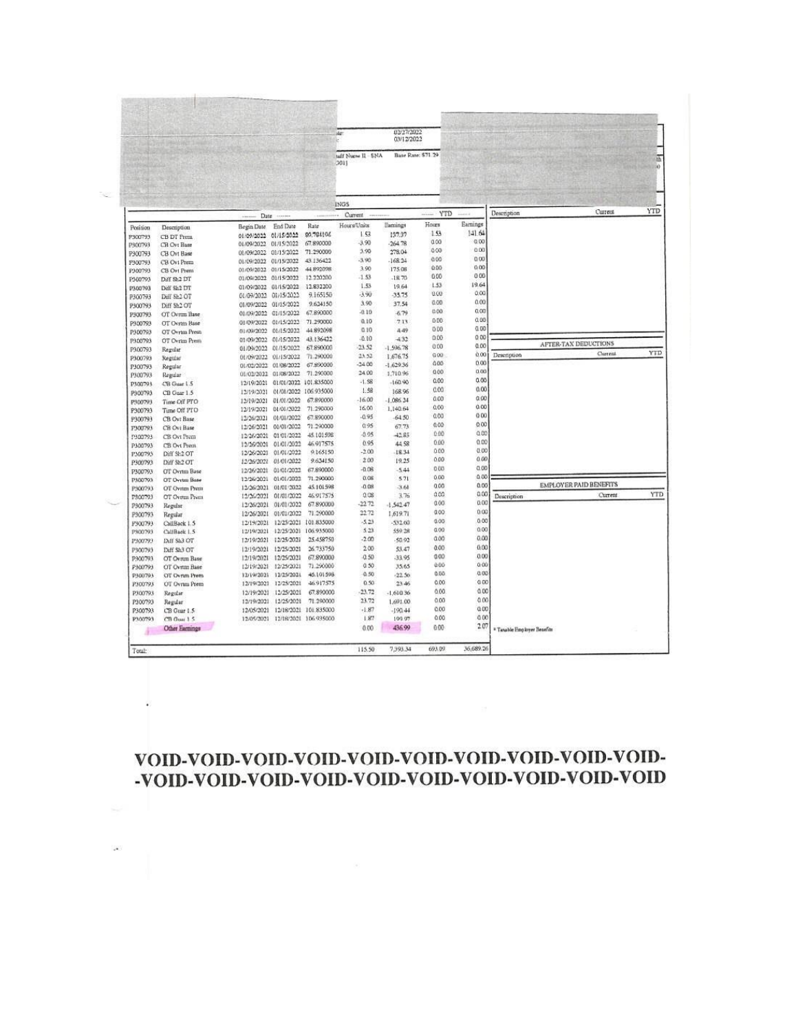| | |
|---|---|
| ...te: | 02/27/2022 |
| ...: | 03/12/2022 |
| ...taff Nurse II - SNA ...001) | Base Rate: $71.29 |

INGS

| Position | Description | Begin Date | End Date | Rate | Hours/Units | Earnings | YTD Hours | YTD Earnings |
|---|---|---|---|---|---|---|---|---|
| P300793 | CB DT Prem | 01/09/2022 | 01/15/2022 | 80.784106 | 1.53 | 157.37 | 1.53 | 141.64 |
| P300793 | CB Ovt Base | 01/09/2022 | 01/15/2022 | 67.890000 | -3.90 | -264.78 | 0.00 | 0.00 |
| P300793 | CB Ovt Base | 01/09/2022 | 01/15/2022 | 71.290000 | 3.90 | 278.04 | 0.00 | 0.00 |
| P300793 | CB Ovt Prem | 01/09/2022 | 01/15/2022 | 43.136422 | -3.90 | -168.24 | 0.00 | 0.00 |
| P300793 | CB Ovt Prem | 01/09/2022 | 01/15/2022 | 44.892098 | 3.90 | 175.08 | 0.00 | 0.00 |
| P300793 | Diff Sh2 DT | 01/09/2022 | 01/15/2022 | 12.220200 | -1.53 | -18.70 | 0.00 | 0.00 |
| P300793 | Diff Sh2 DT | 01/09/2022 | 01/15/2022 | 12.832200 | 1.53 | 19.64 | 1.53 | 19.64 |
| P300793 | Diff Sh2 OT | 01/09/2022 | 01/15/2022 | 9.165150 | -3.90 | -35.75 | 0.00 | 0.00 |
| P300793 | Diff Sh2 OT | 01/09/2022 | 01/15/2022 | 9.624150 | 3.90 | 37.54 | 0.00 | 0.00 |
| P300793 | OT Ovrtm Base | 01/09/2022 | 01/15/2022 | 67.890000 | -0.10 | -6.79 | 0.00 | 0.00 |
| P300793 | OT Ovrtm Base | 01/09/2022 | 01/15/2022 | 71.290000 | 0.10 | 7.13 | 0.00 | 0.00 |
| P300793 | OT Ovrtm Prem | 01/09/2022 | 01/15/2022 | 44.892098 | 0.10 | 4.49 | 0.00 | 0.00 |
| P300793 | OT Ovrtm Prem | 01/09/2022 | 01/15/2022 | 43.136422 | -0.10 | -4.32 | 0.00 | 0.00 |
| P300793 | Regular | 01/09/2022 | 01/15/2022 | 67.890000 | -23.52 | -1,596.78 | 0.00 | 0.00 |
| P300793 | Regular | 01/09/2022 | 01/15/2022 | 71.290000 | 23.52 | 1,676.75 | 0.00 | 0.00 |
| P300793 | Regular | 01/02/2022 | 01/08/2022 | 67.890000 | -24.00 | -1,629.36 | 0.00 | 0.00 |
| P300793 | Regular | 01/02/2022 | 01/08/2022 | 71.290000 | 24.00 | 1,710.96 | 0.00 | 0.00 |
| P300793 | CB Guar 1.5 | 12/19/2021 | 01/01/2022 | 101.835000 | -1.58 | -160.90 | 0.00 | 0.00 |
| P300793 | CB Guar 1.5 | 12/19/2021 | 01/01/2022 | 106.935000 | 1.58 | 168.96 | 0.00 | 0.00 |
| P300793 | Time Off PTO | 12/19/2021 | 01/01/2022 | 67.890000 | -16.00 | -1,086.24 | 0.00 | 0.00 |
| P300793 | Time Off PTO | 12/19/2021 | 01/01/2022 | 71.290000 | 16.00 | 1,140.64 | 0.00 | 0.00 |
| P300793 | CB Ovt Base | 12/26/2021 | 01/01/2022 | 67.890000 | -0.95 | -64.50 | 0.00 | 0.00 |
| P300793 | CB Ovt Base | 12/26/2021 | 01/01/2022 | 71.290000 | 0.95 | 67.73 | 0.00 | 0.00 |
| P300793 | CB Ovt Prem | 12/26/2021 | 01/01/2022 | 45.101598 | -0.95 | -42.85 | 0.00 | 0.00 |
| P300793 | CB Ovt Prem | 12/26/2021 | 01/01/2022 | 46.917575 | 0.95 | 44.58 | 0.00 | 0.00 |
| P300793 | Diff Sh2 OT | 12/26/2021 | 01/01/2022 | 9.165150 | -2.00 | -18.34 | 0.00 | 0.00 |
| P300793 | Diff Sh2 OT | 12/26/2021 | 01/01/2022 | 9.624150 | 2.00 | 19.25 | 0.00 | 0.00 |
| P300793 | OT Ovrtm Base | 12/26/2021 | 01/01/2022 | 67.890000 | -0.08 | -5.44 | 0.00 | 0.00 |
| P300793 | OT Ovrtm Base | 12/26/2021 | 01/01/2022 | 71.290000 | 0.08 | 5.71 | 0.00 | 0.00 |
| P300793 | OT Ovrtm Prem | 12/26/2021 | 01/01/2022 | 45.101598 | -0.08 | -3.61 | 0.00 | 0.00 |
| P300793 | OT Ovrtm Prem | 12/26/2021 | 01/01/2022 | 46.917575 | 0.08 | 3.76 | 0.00 | 0.00 |
| P300793 | Regular | 12/26/2021 | 01/01/2022 | 67.890000 | -22.72 | -1,542.47 | 0.00 | 0.00 |
| P300793 | Regular | 12/26/2021 | 01/01/2022 | 71.290000 | 22.72 | 1,619.71 | 0.00 | 0.00 |
| P300793 | CallBack 1.5 | 12/19/2021 | 12/25/2021 | 101.835000 | -5.23 | -532.60 | 0.00 | 0.00 |
| P300793 | CallBack 1.5 | 12/19/2021 | 12/25/2021 | 106.935000 | 5.23 | 559.28 | 0.00 | 0.00 |
| P300793 | Diff Sh3 OT | 12/19/2021 | 12/25/2021 | 25.458750 | -2.00 | -50.92 | 0.00 | 0.00 |
| P300793 | Diff Sh3 OT | 12/19/2021 | 12/25/2021 | 26.733750 | 2.00 | 53.47 | 0.00 | 0.00 |
| P300793 | OT Ovrtm Base | 12/19/2021 | 12/25/2021 | 67.890000 | -0.50 | -33.95 | 0.00 | 0.00 |
| P300793 | OT Ovrtm Base | 12/19/2021 | 12/25/2021 | 71.290000 | 0.50 | 35.65 | 0.00 | 0.00 |
| P300793 | OT Ovrtm Prem | 12/19/2021 | 12/25/2021 | 45.101598 | -0.50 | -22.56 | 0.00 | 0.00 |
| P300793 | OT Ovrtm Prem | 12/19/2021 | 12/25/2021 | 46.917575 | 0.50 | 23.46 | 0.00 | 0.00 |
| P300793 | Regular | 12/19/2021 | 12/25/2021 | 67.890000 | -23.72 | -1,610.36 | 0.00 | 0.00 |
| P300793 | Regular | 12/19/2021 | 12/25/2021 | 71.290000 | 23.72 | 1,691.00 | 0.00 | 0.00 |
| P300793 | CB Guar 1.5 | 12/05/2021 | 12/18/2021 | 101.835000 | -1.87 | -190.44 | 0.00 | 0.00 |
| P300793 | CB Guar 1.5 | 12/05/2021 | 12/18/2021 | 106.935000 | 1.87 | 199.97 | 0.00 | 0.00 |
| | Other Earnings | | | | 0.00 | 436.99 | 0.00 | 2.07 |
| Total: | | | | | 115.50 | 7,393.34 | 693.09 | 36,689.26 |

| Description | Current | YTD |
|---|---|---|

**AFTER-TAX DEDUCTIONS**

| Description | Current | YTD |
|---|---|---|

**EMPLOYER PAID BENEFITS**

| Description | Current | YTD |
|---|---|---|

\* Taxable Employer Benefits

**VOID-VOID-VOID-VOID-VOID-VOID-VOID-VOID-VOID-VOID-**
**-VOID-VOID-VOID-VOID-VOID-VOID-VOID-VOID-VOID-VOID**